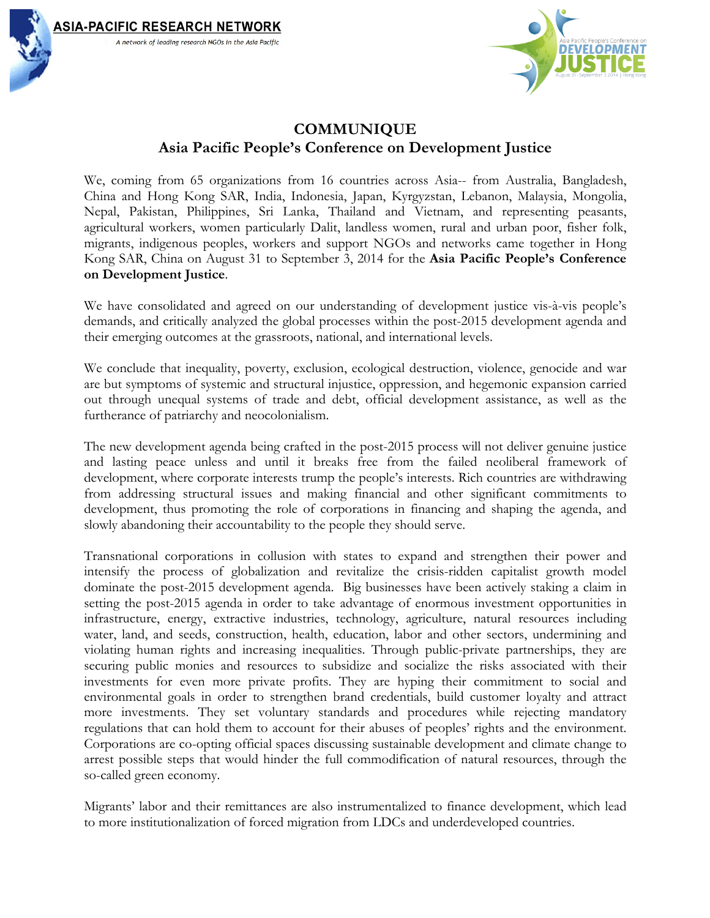**ASIA-PACIFIC RESEARCH NETWORK**

*A network of leading research NGOs in the Asia Pacific*

Asia Pacific People's Conference on **DEVELOPMENT JUSTICE**
August 31 - September 3 2014 | Hong Kong

# COMMUNIQUE
## Asia Pacific People's Conference on Development Justice

We, coming from 65 organizations from 16 countries across Asia-- from Australia, Bangladesh, China and Hong Kong SAR, India, Indonesia, Japan, Kyrgyzstan, Lebanon, Malaysia, Mongolia, Nepal, Pakistan, Philippines, Sri Lanka, Thailand and Vietnam, and representing peasants, agricultural workers, women particularly Dalit, landless women, rural and urban poor, fisher folk, migrants, indigenous peoples, workers and support NGOs and networks came together in Hong Kong SAR, China on August 31 to September 3, 2014 for the **Asia Pacific People's Conference on Development Justice**.

We have consolidated and agreed on our understanding of development justice vis-à-vis people's demands, and critically analyzed the global processes within the post-2015 development agenda and their emerging outcomes at the grassroots, national, and international levels.

We conclude that inequality, poverty, exclusion, ecological destruction, violence, genocide and war are but symptoms of systemic and structural injustice, oppression, and hegemonic expansion carried out through unequal systems of trade and debt, official development assistance, as well as the furtherance of patriarchy and neocolonialism.

The new development agenda being crafted in the post-2015 process will not deliver genuine justice and lasting peace unless and until it breaks free from the failed neoliberal framework of development, where corporate interests trump the people's interests. Rich countries are withdrawing from addressing structural issues and making financial and other significant commitments to development, thus promoting the role of corporations in financing and shaping the agenda, and slowly abandoning their accountability to the people they should serve.

Transnational corporations in collusion with states to expand and strengthen their power and intensify the process of globalization and revitalize the crisis-ridden capitalist growth model dominate the post-2015 development agenda. Big businesses have been actively staking a claim in setting the post-2015 agenda in order to take advantage of enormous investment opportunities in infrastructure, energy, extractive industries, technology, agriculture, natural resources including water, land, and seeds, construction, health, education, labor and other sectors, undermining and violating human rights and increasing inequalities. Through public-private partnerships, they are securing public monies and resources to subsidize and socialize the risks associated with their investments for even more private profits. They are hyping their commitment to social and environmental goals in order to strengthen brand credentials, build customer loyalty and attract more investments. They set voluntary standards and procedures while rejecting mandatory regulations that can hold them to account for their abuses of peoples' rights and the environment. Corporations are co-opting official spaces discussing sustainable development and climate change to arrest possible steps that would hinder the full commodification of natural resources, through the so-called green economy.

Migrants' labor and their remittances are also instrumentalized to finance development, which lead to more institutionalization of forced migration from LDCs and underdeveloped countries.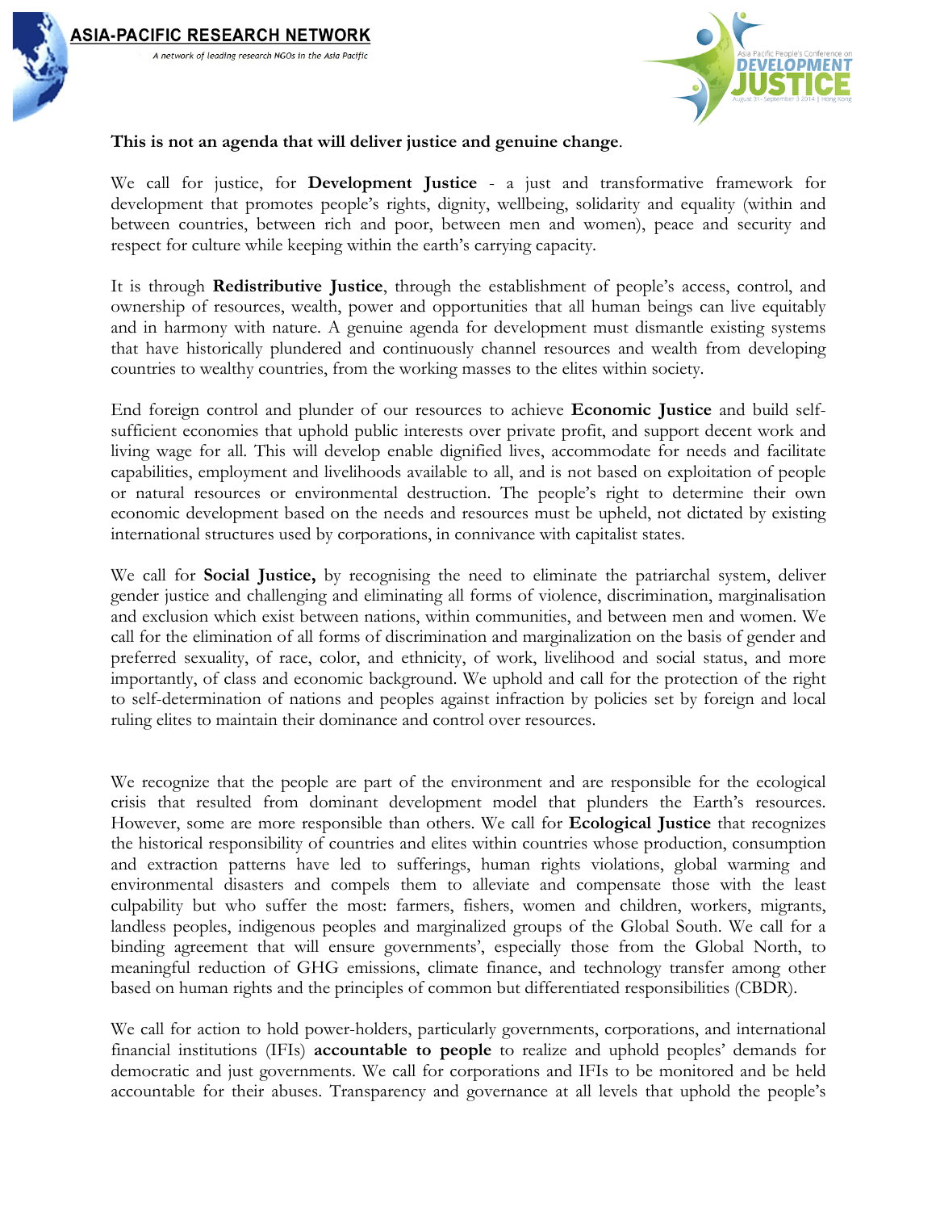**This is not an agenda that will deliver justice and genuine change**.

We call for justice, for **Development Justice** - a just and transformative framework for development that promotes people's rights, dignity, wellbeing, solidarity and equality (within and between countries, between rich and poor, between men and women), peace and security and respect for culture while keeping within the earth's carrying capacity.

It is through **Redistributive Justice**, through the establishment of people's access, control, and ownership of resources, wealth, power and opportunities that all human beings can live equitably and in harmony with nature. A genuine agenda for development must dismantle existing systems that have historically plundered and continuously channel resources and wealth from developing countries to wealthy countries, from the working masses to the elites within society.

End foreign control and plunder of our resources to achieve **Economic Justice** and build self-sufficient economies that uphold public interests over private profit, and support decent work and living wage for all. This will develop enable dignified lives, accommodate for needs and facilitate capabilities, employment and livelihoods available to all, and is not based on exploitation of people or natural resources or environmental destruction. The people's right to determine their own economic development based on the needs and resources must be upheld, not dictated by existing international structures used by corporations, in connivance with capitalist states.

We call for **Social Justice,** by recognising the need to eliminate the patriarchal system, deliver gender justice and challenging and eliminating all forms of violence, discrimination, marginalisation and exclusion which exist between nations, within communities, and between men and women. We call for the elimination of all forms of discrimination and marginalization on the basis of gender and preferred sexuality, of race, color, and ethnicity, of work, livelihood and social status, and more importantly, of class and economic background. We uphold and call for the protection of the right to self-determination of nations and peoples against infraction by policies set by foreign and local ruling elites to maintain their dominance and control over resources.

We recognize that the people are part of the environment and are responsible for the ecological crisis that resulted from dominant development model that plunders the Earth's resources. However, some are more responsible than others. We call for **Ecological Justice** that recognizes the historical responsibility of countries and elites within countries whose production, consumption and extraction patterns have led to sufferings, human rights violations, global warming and environmental disasters and compels them to alleviate and compensate those with the least culpability but who suffer the most: farmers, fishers, women and children, workers, migrants, landless peoples, indigenous peoples and marginalized groups of the Global South. We call for a binding agreement that will ensure governments', especially those from the Global North, to meaningful reduction of GHG emissions, climate finance, and technology transfer among other based on human rights and the principles of common but differentiated responsibilities (CBDR).

We call for action to hold power-holders, particularly governments, corporations, and international financial institutions (IFIs) **accountable to people** to realize and uphold peoples' demands for democratic and just governments. We call for corporations and IFIs to be monitored and be held accountable for their abuses. Transparency and governance at all levels that uphold the people's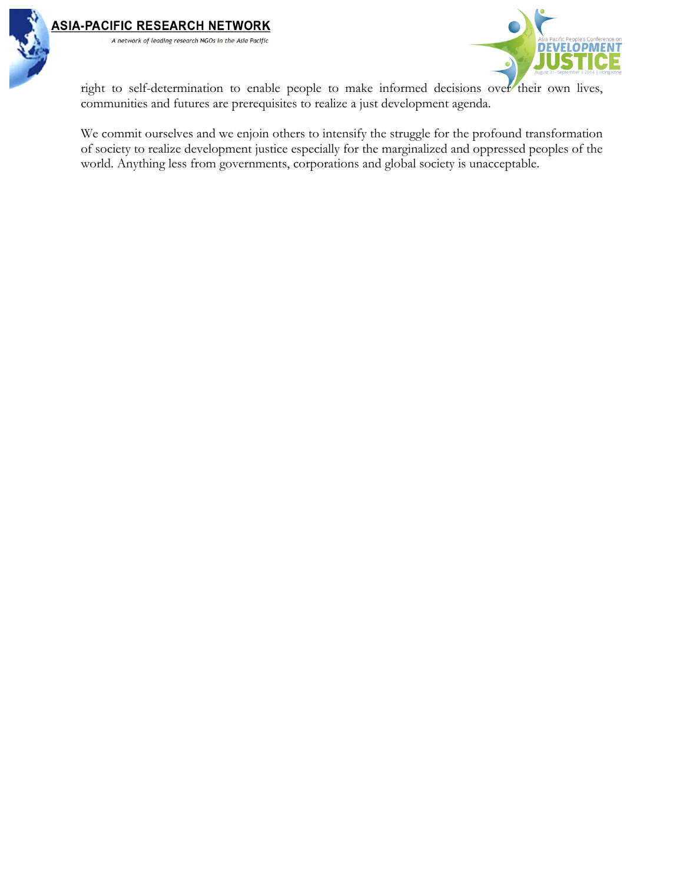right to self-determination to enable people to make informed decisions over their own lives, communities and futures are prerequisites to realize a just development agenda.

We commit ourselves and we enjoin others to intensify the struggle for the profound transformation of society to realize development justice especially for the marginalized and oppressed peoples of the world. Anything less from governments, corporations and global society is unacceptable.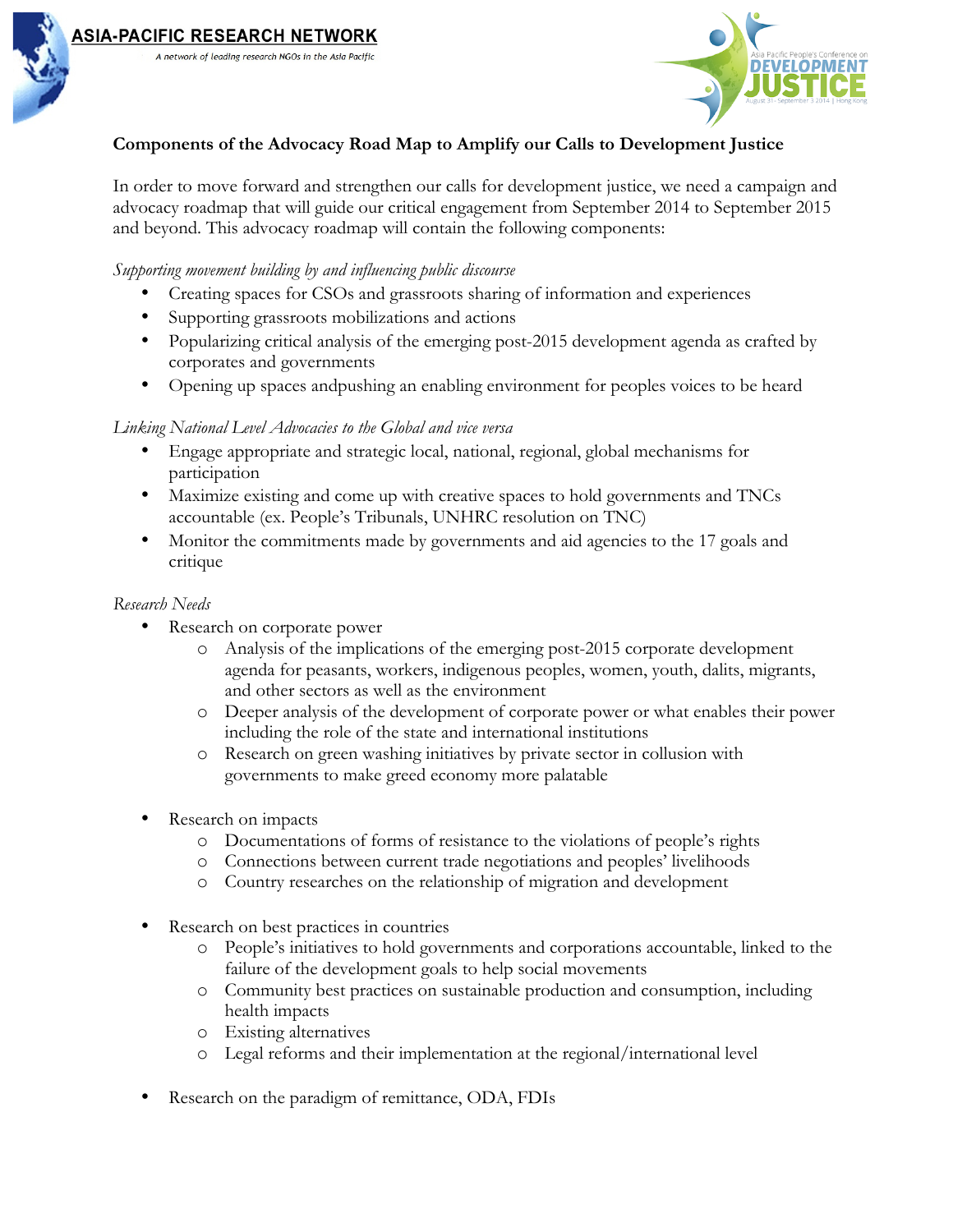**Components of the Advocacy Road Map to Amplify our Calls to Development Justice**

In order to move forward and strengthen our calls for development justice, we need a campaign and advocacy roadmap that will guide our critical engagement from September 2014 to September 2015 and beyond. This advocacy roadmap will contain the following components:

*Supporting movement building by and influencing public discourse*

- Creating spaces for CSOs and grassroots sharing of information and experiences
- Supporting grassroots mobilizations and actions
- Popularizing critical analysis of the emerging post-2015 development agenda as crafted by corporates and governments
- Opening up spaces andpushing an enabling environment for peoples voices to be heard

*Linking National Level Advocacies to the Global and vice versa*

- Engage appropriate and strategic local, national, regional, global mechanisms for participation
- Maximize existing and come up with creative spaces to hold governments and TNCs accountable (ex. People's Tribunals, UNHRC resolution on TNC)
- Monitor the commitments made by governments and aid agencies to the 17 goals and critique

*Research Needs*

- Research on corporate power
  - Analysis of the implications of the emerging post-2015 corporate development agenda for peasants, workers, indigenous peoples, women, youth, dalits, migrants, and other sectors as well as the environment
  - Deeper analysis of the development of corporate power or what enables their power including the role of the state and international institutions
  - Research on green washing initiatives by private sector in collusion with governments to make greed economy more palatable

- Research on impacts
  - Documentations of forms of resistance to the violations of people's rights
  - Connections between current trade negotiations and peoples' livelihoods
  - Country researches on the relationship of migration and development

- Research on best practices in countries
  - People's initiatives to hold governments and corporations accountable, linked to the failure of the development goals to help social movements
  - Community best practices on sustainable production and consumption, including health impacts
  - Existing alternatives
  - Legal reforms and their implementation at the regional/international level

- Research on the paradigm of remittance, ODA, FDIs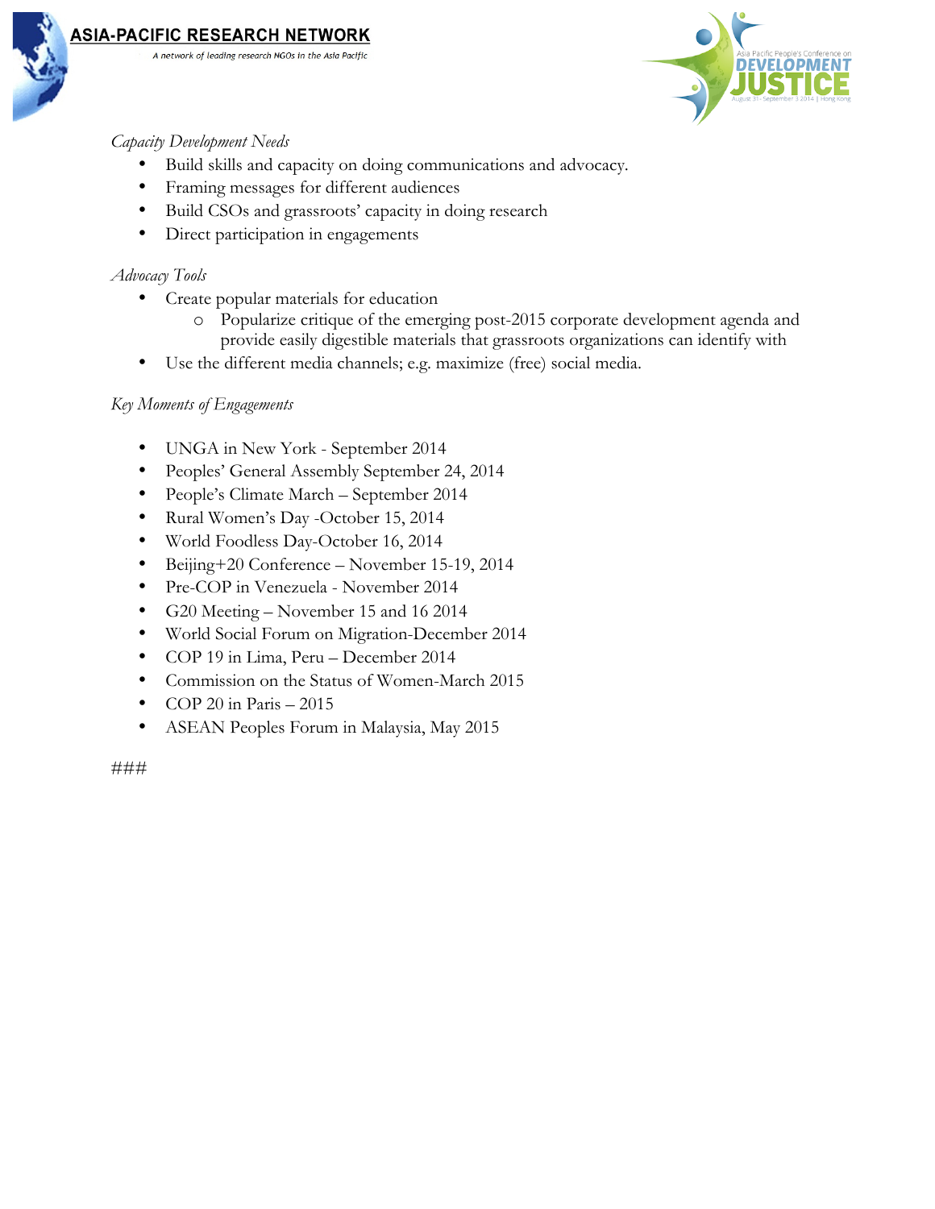*Capacity Development Needs*

- Build skills and capacity on doing communications and advocacy.
- Framing messages for different audiences
- Build CSOs and grassroots' capacity in doing research
- Direct participation in engagements

*Advocacy Tools*

- Create popular materials for education
  - Popularize critique of the emerging post-2015 corporate development agenda and provide easily digestible materials that grassroots organizations can identify with
- Use the different media channels; e.g. maximize (free) social media.

*Key Moments of Engagements*

- UNGA in New York - September 2014
- Peoples' General Assembly September 24, 2014
- People's Climate March – September 2014
- Rural Women's Day -October 15, 2014
- World Foodless Day-October 16, 2014
- Beijing+20 Conference – November 15-19, 2014
- Pre-COP in Venezuela - November 2014
- G20 Meeting – November 15 and 16 2014
- World Social Forum on Migration-December 2014
- COP 19 in Lima, Peru – December 2014
- Commission on the Status of Women-March 2015
- COP 20 in Paris – 2015
- ASEAN Peoples Forum in Malaysia, May 2015

###